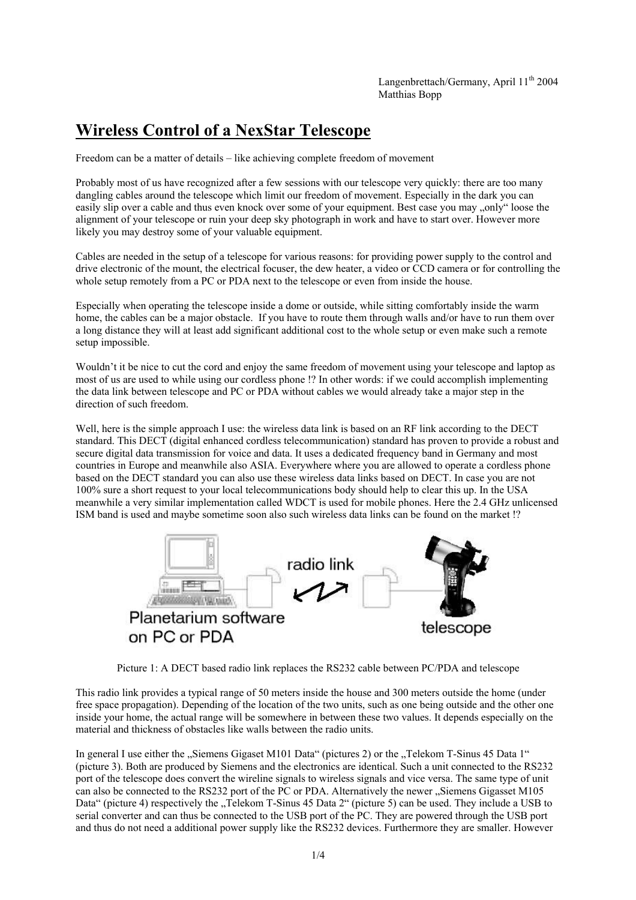Langenbrettach/Germany, April 11th 2004
Matthias Bopp

# Wireless Control of a NexStar Telescope

Freedom can be a matter of details – like achieving complete freedom of movement

Probably most of us have recognized after a few sessions with our telescope very quickly: there are too many dangling cables around the telescope which limit our freedom of movement. Especially in the dark you can easily slip over a cable and thus even knock over some of your equipment. Best case you may „only" loose the alignment of your telescope or ruin your deep sky photograph in work and have to start over. However more likely you may destroy some of your valuable equipment.

Cables are needed in the setup of a telescope for various reasons: for providing power supply to the control and drive electronic of the mount, the electrical focuser, the dew heater, a video or CCD camera or for controlling the whole setup remotely from a PC or PDA next to the telescope or even from inside the house.

Especially when operating the telescope inside a dome or outside, while sitting comfortably inside the warm home, the cables can be a major obstacle. If you have to route them through walls and/or have to run them over a long distance they will at least add significant additional cost to the whole setup or even make such a remote setup impossible.

Wouldn't it be nice to cut the cord and enjoy the same freedom of movement using your telescope and laptop as most of us are used to while using our cordless phone !? In other words: if we could accomplish implementing the data link between telescope and PC or PDA without cables we would already take a major step in the direction of such freedom.

Well, here is the simple approach I use: the wireless data link is based on an RF link according to the DECT standard. This DECT (digital enhanced cordless telecommunication) standard has proven to provide a robust and secure digital data transmission for voice and data. It uses a dedicated frequency band in Germany and most countries in Europe and meanwhile also ASIA. Everywhere where you are allowed to operate a cordless phone based on the DECT standard you can also use these wireless data links based on DECT. In case you are not 100% sure a short request to your local telecommunications body should help to clear this up. In the USA meanwhile a very similar implementation called WDCT is used for mobile phones. Here the 2.4 GHz unlicensed ISM band is used and maybe sometime soon also such wireless data links can be found on the market !?

Picture 1: A DECT based radio link replaces the RS232 cable between PC/PDA and telescope

This radio link provides a typical range of 50 meters inside the house and 300 meters outside the home (under free space propagation). Depending of the location of the two units, such as one being outside and the other one inside your home, the actual range will be somewhere in between these two values. It depends especially on the material and thickness of obstacles like walls between the radio units.

In general I use either the „Siemens Gigaset M101 Data" (pictures 2) or the „Telekom T-Sinus 45 Data 1" (picture 3). Both are produced by Siemens and the electronics are identical. Such a unit connected to the RS232 port of the telescope does convert the wireline signals to wireless signals and vice versa. The same type of unit can also be connected to the RS232 port of the PC or PDA. Alternatively the newer „Siemens Gigasset M105 Data" (picture 4) respectively the „Telekom T-Sinus 45 Data 2" (picture 5) can be used. They include a USB to serial converter and can thus be connected to the USB port of the PC. They are powered through the USB port and thus do not need a additional power supply like the RS232 devices. Furthermore they are smaller. However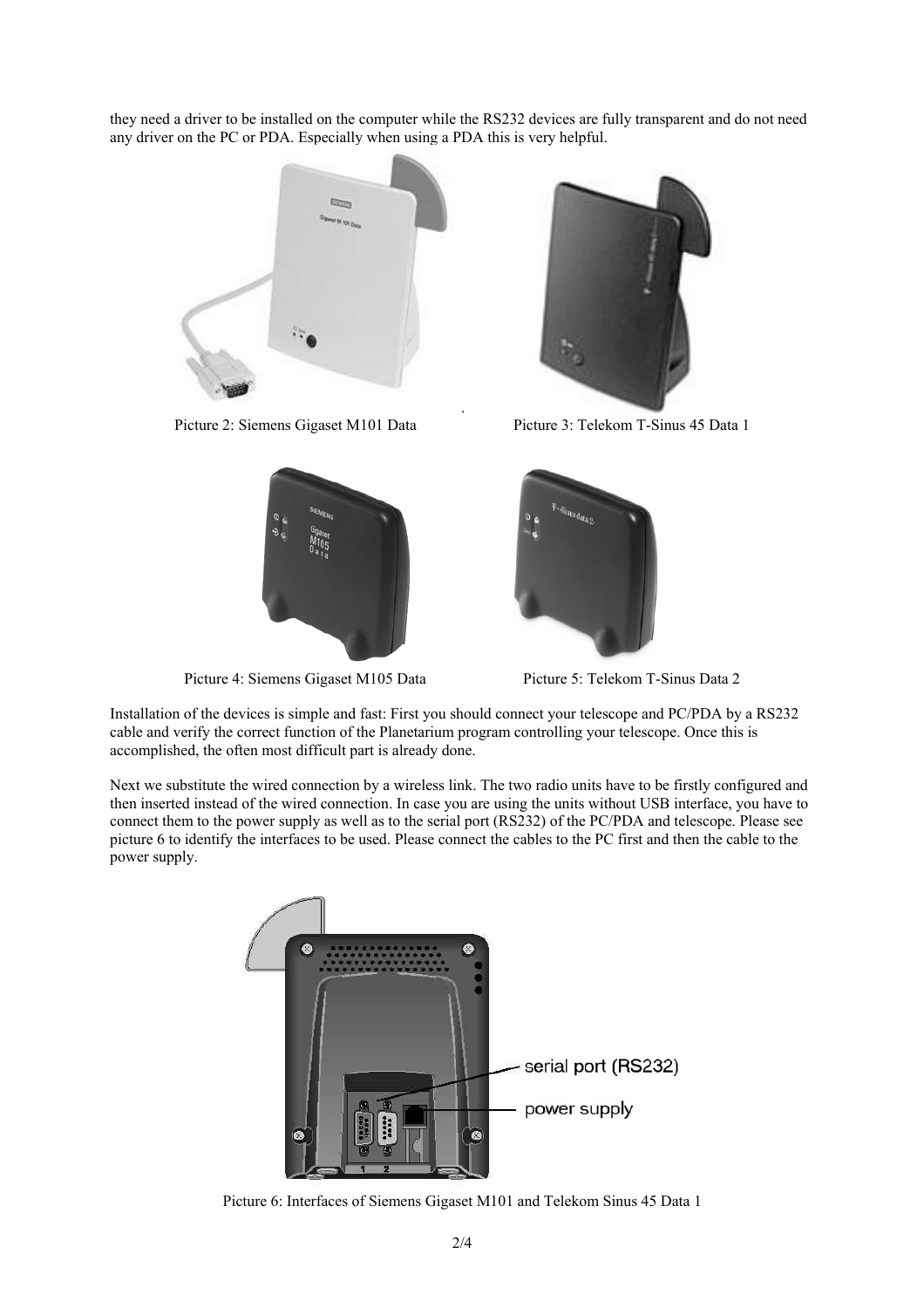they need a driver to be installed on the computer while the RS232 devices are fully transparent and do not need any driver on the PC or PDA. Especially when using a PDA this is very helpful.

Picture 2: Siemens Gigaset M101 Data

Picture 3: Telekom T-Sinus 45 Data 1

Picture 4: Siemens Gigaset M105 Data

Picture 5: Telekom T-Sinus Data 2

Installation of the devices is simple and fast: First you should connect your telescope and PC/PDA by a RS232 cable and verify the correct function of the Planetarium program controlling your telescope. Once this is accomplished, the often most difficult part is already done.

Next we substitute the wired connection by a wireless link. The two radio units have to be firstly configured and then inserted instead of the wired connection. In case you are using the units without USB interface, you have to connect them to the power supply as well as to the serial port (RS232) of the PC/PDA and telescope. Please see picture 6 to identify the interfaces to be used. Please connect the cables to the PC first and then the cable to the power supply.

Picture 6: Interfaces of Siemens Gigaset M101 and Telekom Sinus 45 Data 1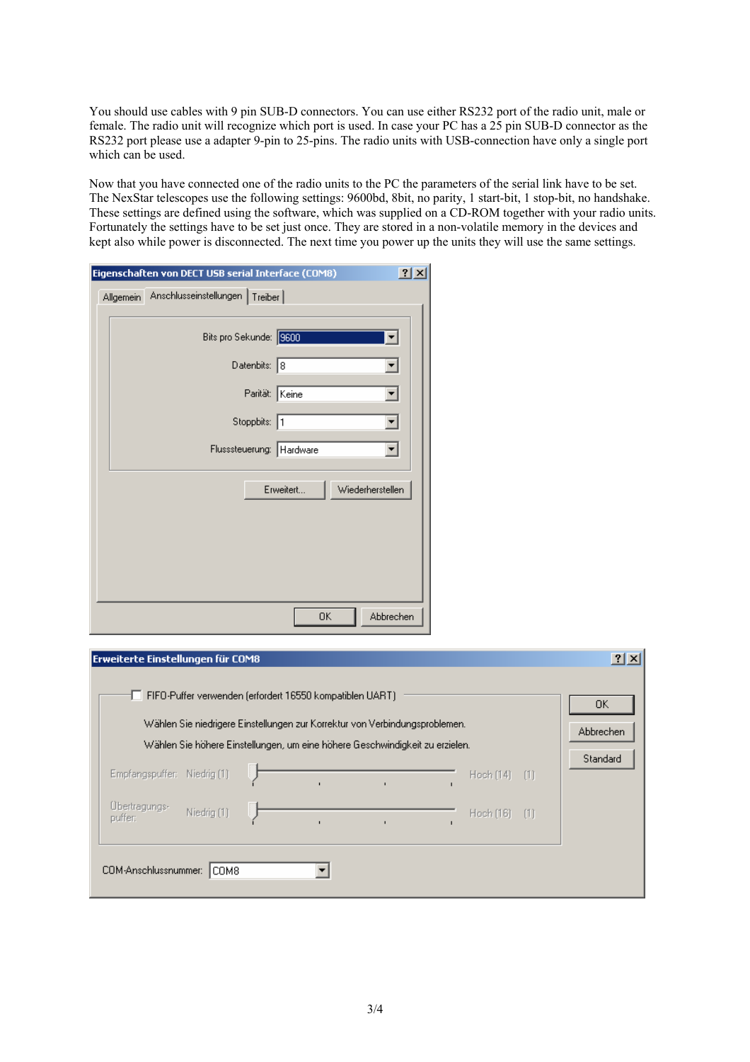You should use cables with 9 pin SUB-D connectors. You can use either RS232 port of the radio unit, male or female. The radio unit will recognize which port is used. In case your PC has a 25 pin SUB-D connector as the RS232 port please use a adapter 9-pin to 25-pins. The radio units with USB-connection have only a single port which can be used.

Now that you have connected one of the radio units to the PC the parameters of the serial link have to be set. The NexStar telescopes use the following settings: 9600bd, 8bit, no parity, 1 start-bit, 1 stop-bit, no handshake. These settings are defined using the software, which was supplied on a CD-ROM together with your radio units. Fortunately the settings have to be set just once. They are stored in a non-volatile memory in the devices and kept also while power is disconnected. The next time you power up the units they will use the same settings.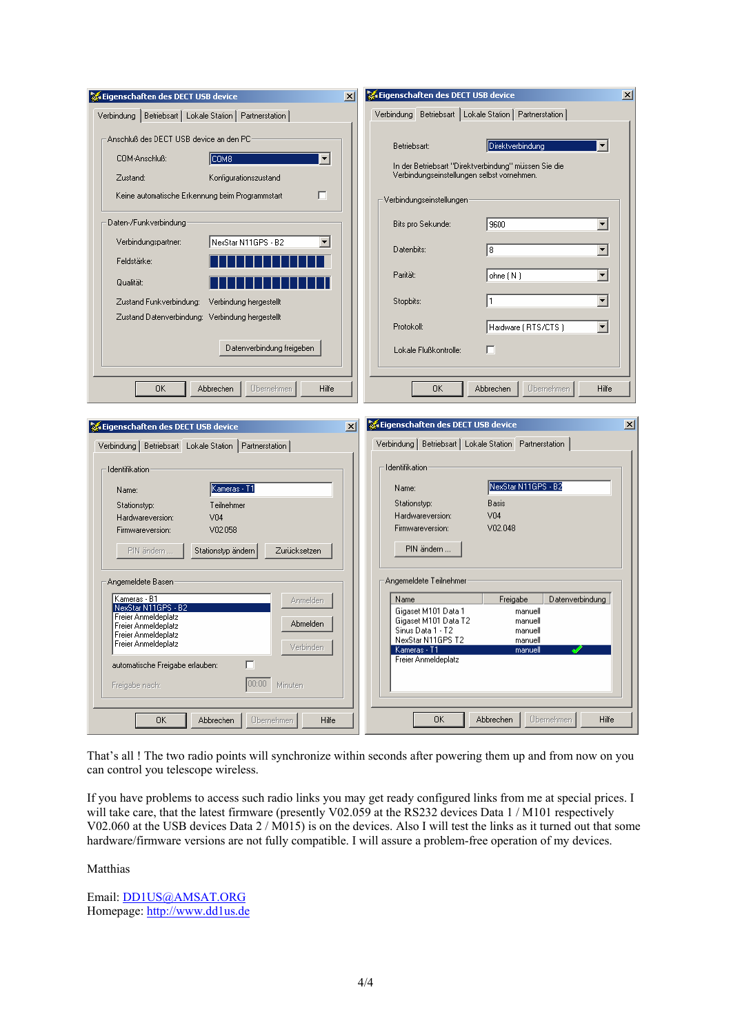That's all ! The two radio points will synchronize within seconds after powering them up and from now on you can control you telescope wireless.

If you have problems to access such radio links you may get ready configured links from me at special prices. I will take care, that the latest firmware (presently V02.059 at the RS232 devices Data 1 / M101 respectively V02.060 at the USB devices Data 2 / M015) is on the devices. Also I will test the links as it turned out that some hardware/firmware versions are not fully compatible. I will assure a problem-free operation of my devices.

Matthias

Email: DD1US@AMSAT.ORG
Homepage: http://www.dd1us.de